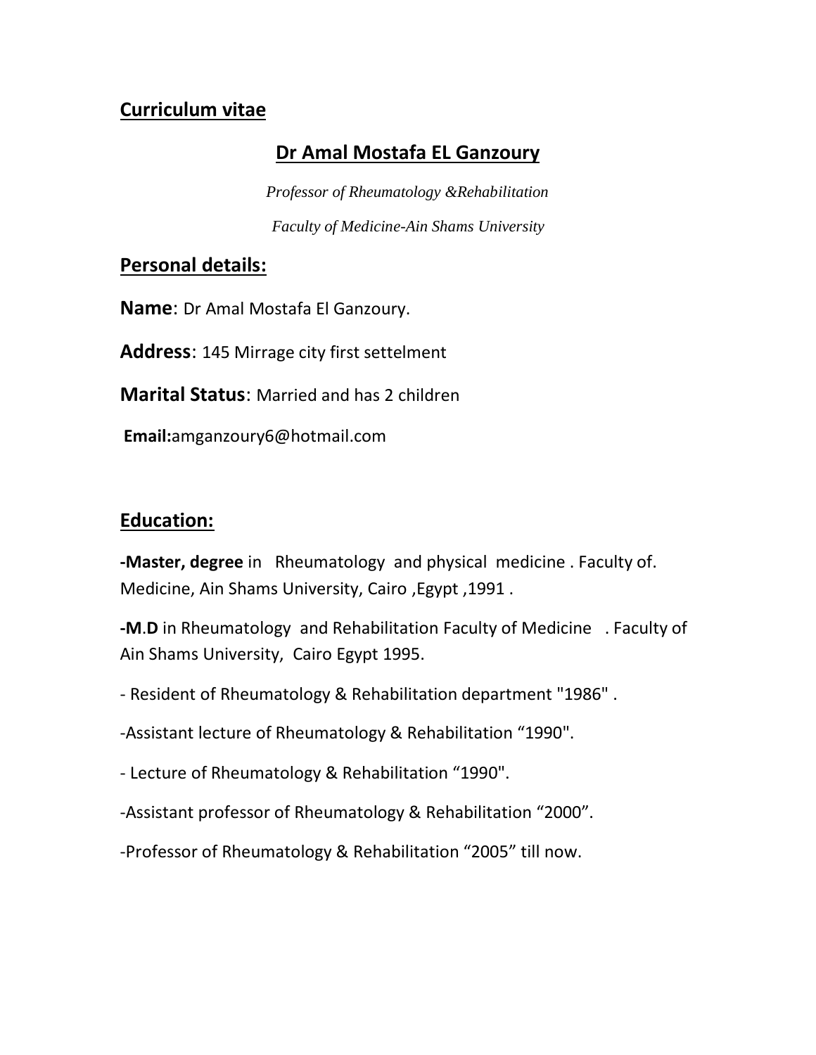## Curriculum vitae

## Dr Amal Mostafa EL Ganzoury

*Professor of Rheumatology &Rehabilitation*

*Faculty of Medicine-Ain Shams University*

## Personal details:

**Name**: Dr Amal Mostafa El Ganzoury.

**Address**: 145 Mirrage city first settelment

**Marital Status**: Married and has 2 children

**Email:**amganzoury6@hotmail.com

## Education:

**-Master, degree** in Rheumatology and physical medicine . Faculty of. Medicine, Ain Shams University, Cairo ,Egypt ,1991 .

**-M**.**D** in Rheumatology and Rehabilitation Faculty of Medicine . Faculty of Ain Shams University, Cairo Egypt 1995.

- Resident of Rheumatology & Rehabilitation department "1986" .

-Assistant lecture of Rheumatology & Rehabilitation “1990".

- Lecture of Rheumatology & Rehabilitation “1990".

-Assistant professor of Rheumatology & Rehabilitation “2000”.

-Professor of Rheumatology & Rehabilitation “2005” till now.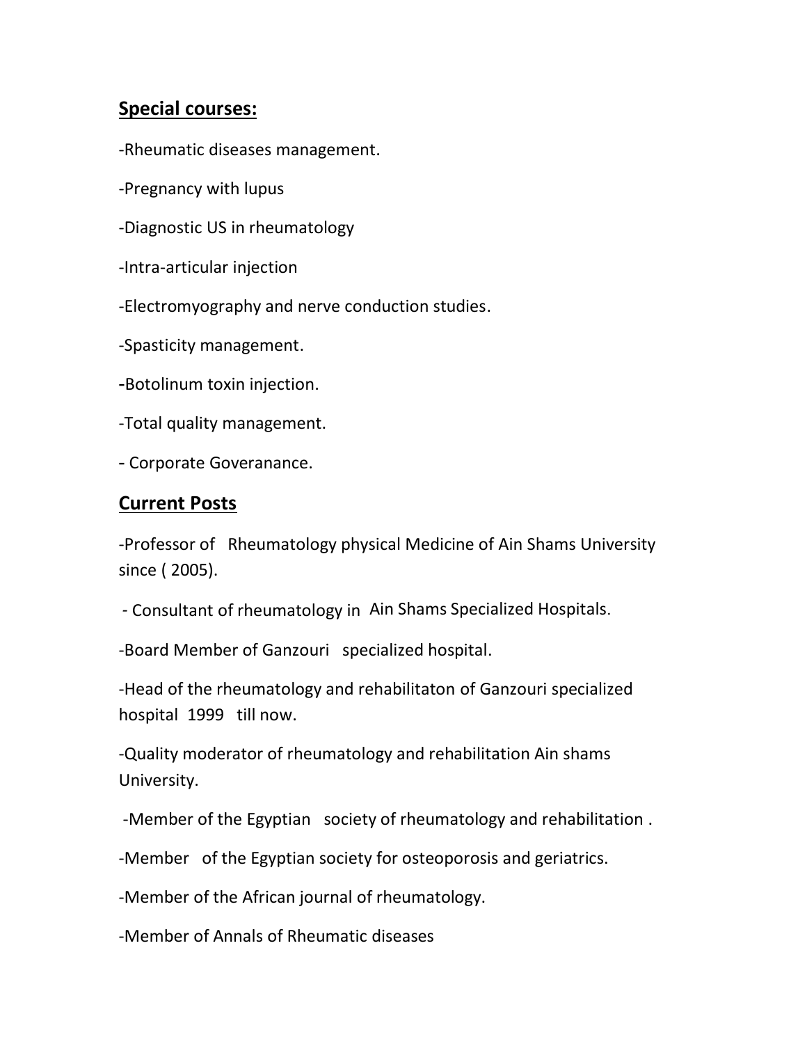## Special courses:

-Rheumatic diseases management.

-Pregnancy with lupus

-Diagnostic US in rheumatology

-Intra-articular injection

-Electromyography and nerve conduction studies.

-Spasticity management.

-Botolinum toxin injection.

-Total quality management.

- Corporate Goveranance.

## Current Posts

-Professor of Rheumatology physical Medicine of Ain Shams University since ( 2005).

- Consultant of rheumatology in Ain Shams Specialized Hospitals.

-Board Member of Ganzouri specialized hospital.

-Head of the rheumatology and rehabilitaton of Ganzouri specialized hospital 1999 till now.

-Quality moderator of rheumatology and rehabilitation Ain shams University.

-Member of the Egyptian society of rheumatology and rehabilitation .

-Member of the Egyptian society for osteoporosis and geriatrics.

-Member of the African journal of rheumatology.

-Member of Annals of Rheumatic diseases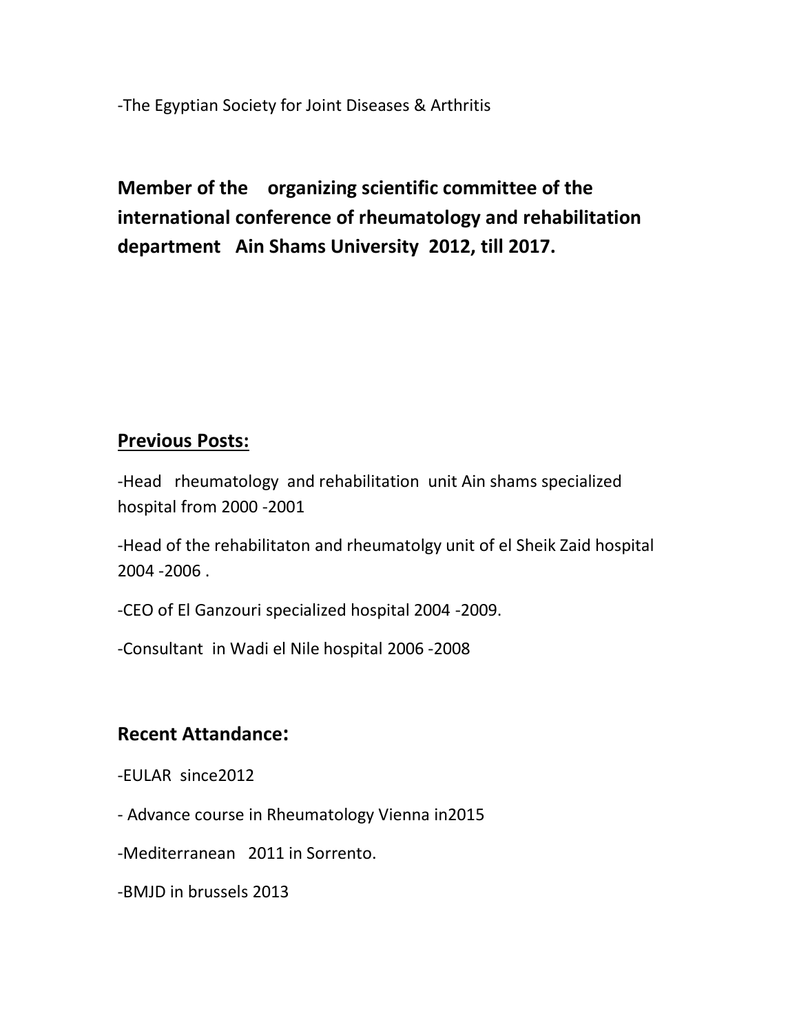-The Egyptian Society for Joint Diseases & Arthritis

**Member of the organizing scientific committee of the international conference of rheumatology and rehabilitation department Ain Shams University 2012, till 2017.**

## Previous Posts:

-Head rheumatology and rehabilitation unit Ain shams specialized hospital from 2000 -2001

-Head of the rehabilitaton and rheumatolgy unit of el Sheik Zaid hospital 2004 -2006 .

-CEO of El Ganzouri specialized hospital 2004 -2009.

-Consultant in Wadi el Nile hospital 2006 -2008

## Recent Attandance:

-EULAR since2012

- Advance course in Rheumatology Vienna in2015

-Mediterranean 2011 in Sorrento.

-BMJD in brussels 2013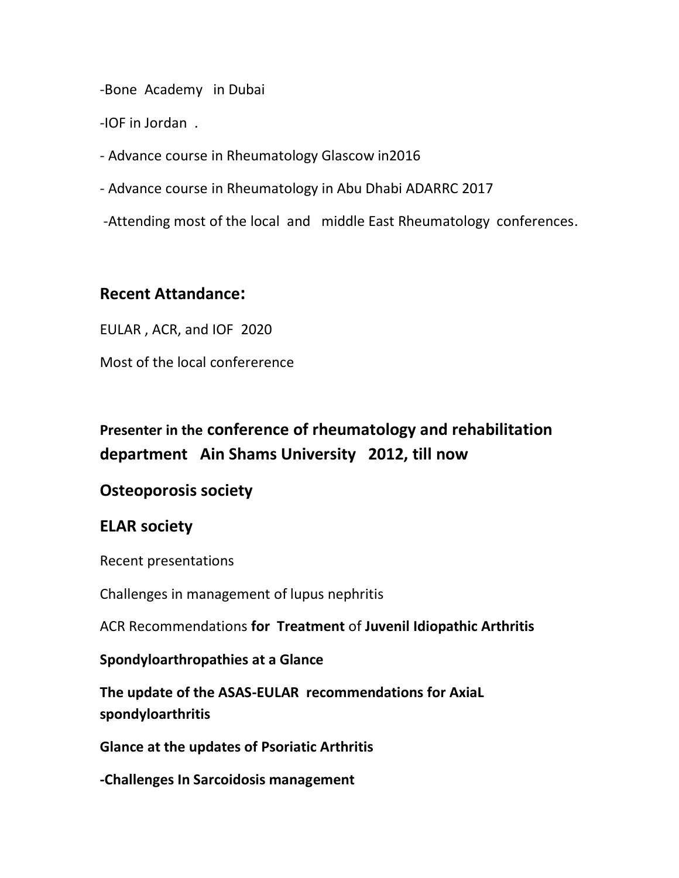-Bone Academy in Dubai

-IOF in Jordan .

- Advance course in Rheumatology Glascow in2016

- Advance course in Rheumatology in Abu Dhabi ADARRC 2017

-Attending most of the local and middle East Rheumatology conferences.

## Recent Attandance:

EULAR , ACR, and IOF 2020

Most of the local confererence

## Presenter in the conference of rheumatology and rehabilitation department Ain Shams University 2012, till now

## Osteoporosis society

## ELAR society

Recent presentations

Challenges in management of lupus nephritis

ACR Recommendations **for Treatment** of **Juvenil Idiopathic Arthritis**

**Spondyloarthropathies at a Glance**

**The update of the ASAS-EULAR recommendations for AxiaL spondyloarthritis**

**Glance at the updates of Psoriatic Arthritis**

**-Challenges In Sarcoidosis management**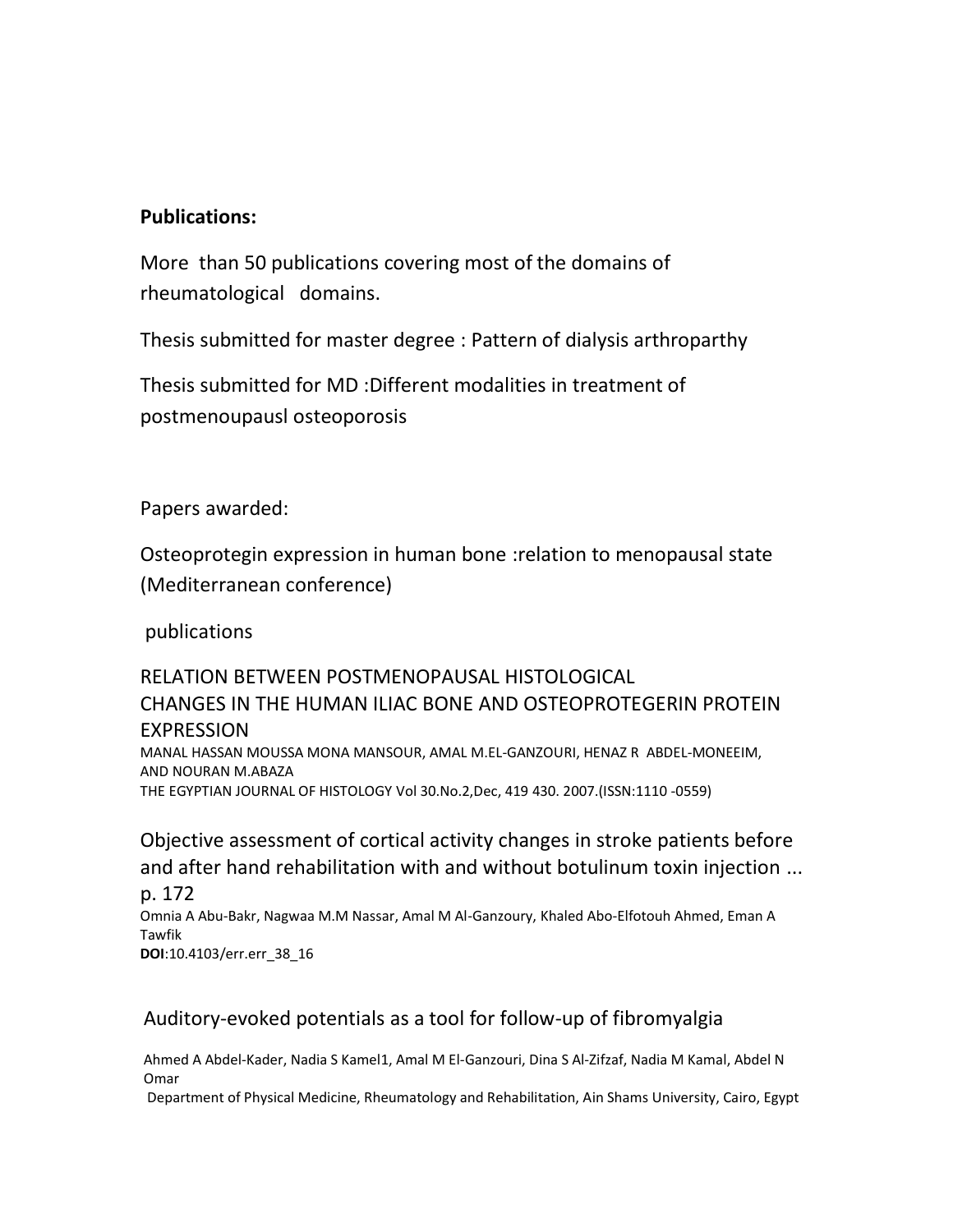**Publications:**

More than 50 publications covering most of the domains of rheumatological domains.

Thesis submitted for master degree : Pattern of dialysis arthroparthy

Thesis submitted for MD :Different modalities in treatment of postmenoupausl osteoporosis

Papers awarded:

Osteoprotegin expression in human bone :relation to menopausal state (Mediterranean conference)

publications

RELATION BETWEEN POSTMENOPAUSAL HISTOLOGICAL CHANGES IN THE HUMAN ILIAC BONE AND OSTEOPROTEGERIN PROTEIN EXPRESSION

MANAL HASSAN MOUSSA MONA MANSOUR, AMAL M.EL-GANZOURI, HENAZ R ABDEL-MONEEIM, AND NOURAN M.ABAZA

THE EGYPTIAN JOURNAL OF HISTOLOGY Vol 30.No.2,Dec, 419 430. 2007.(ISSN:1110 -0559)

Objective assessment of cortical activity changes in stroke patients before and after hand rehabilitation with and without botulinum toxin injection ... p. 172

Omnia A Abu-Bakr, Nagwaa M.M Nassar, Amal M Al-Ganzoury, Khaled Abo-Elfotouh Ahmed, Eman A Tawfik

**DOI**:10.4103/err.err_38_16

Auditory-evoked potentials as a tool for follow-up of fibromyalgia

Ahmed A Abdel-Kader, Nadia S Kamel1, Amal M El-Ganzouri, Dina S Al-Zifzaf, Nadia M Kamal, Abdel N Omar

Department of Physical Medicine, Rheumatology and Rehabilitation, Ain Shams University, Cairo, Egypt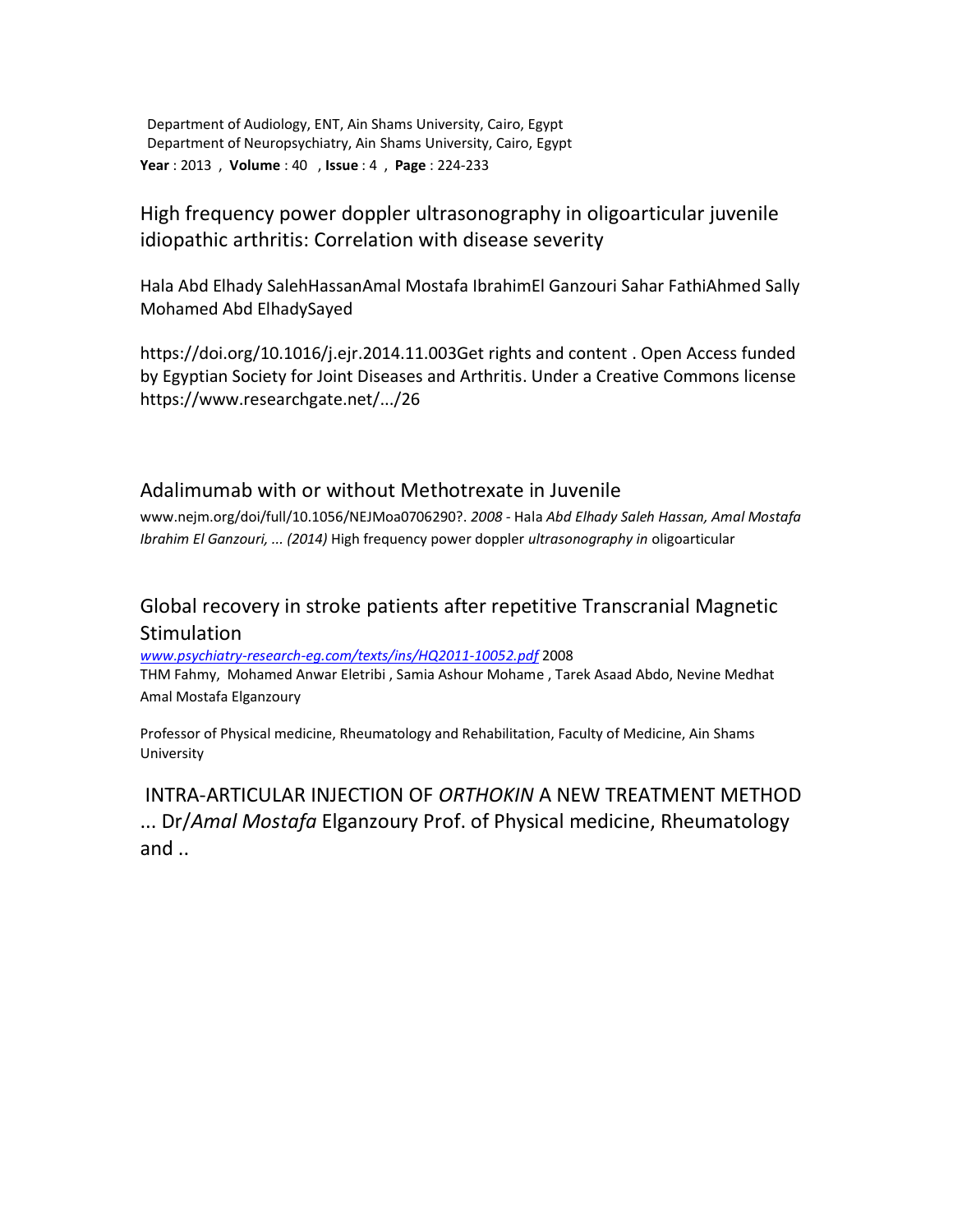Department of Audiology, ENT, Ain Shams University, Cairo, Egypt
Department of Neuropsychiatry, Ain Shams University, Cairo, Egypt

**Year** : 2013 , **Volume** : 40 , **Issue** : 4 , **Page** : 224-233

## High frequency power doppler ultrasonography in oligoarticular juvenile idiopathic arthritis: Correlation with disease severity

Hala Abd Elhady SalehHassanAmal Mostafa IbrahimEl Ganzouri Sahar FathiAhmed Sally Mohamed Abd ElhadySayed

https://doi.org/10.1016/j.ejr.2014.11.003Get rights and content . Open Access funded by Egyptian Society for Joint Diseases and Arthritis. Under a Creative Commons license https://www.researchgate.net/.../26

## Adalimumab with or without Methotrexate in Juvenile

www.nejm.org/doi/full/10.1056/NEJMoa0706290?. *2008* - Hala *Abd Elhady Saleh Hassan, Amal Mostafa Ibrahim El Ganzouri, ... (2014)* High frequency power doppler *ultrasonography in* oligoarticular

## Global recovery in stroke patients after repetitive Transcranial Magnetic Stimulation

*www.psychiatry-research-eg.com/texts/ins/HQ2011-10052.pdf* 2008
THM Fahmy, Mohamed Anwar Eletribi , Samia Ashour Mohame , Tarek Asaad Abdo, Nevine Medhat Amal Mostafa Elganzoury

Professor of Physical medicine, Rheumatology and Rehabilitation, Faculty of Medicine, Ain Shams University

## INTRA-ARTICULAR INJECTION OF *ORTHOKIN* A NEW TREATMENT METHOD ... Dr/*Amal Mostafa* Elganzoury Prof. of Physical medicine, Rheumatology and ..